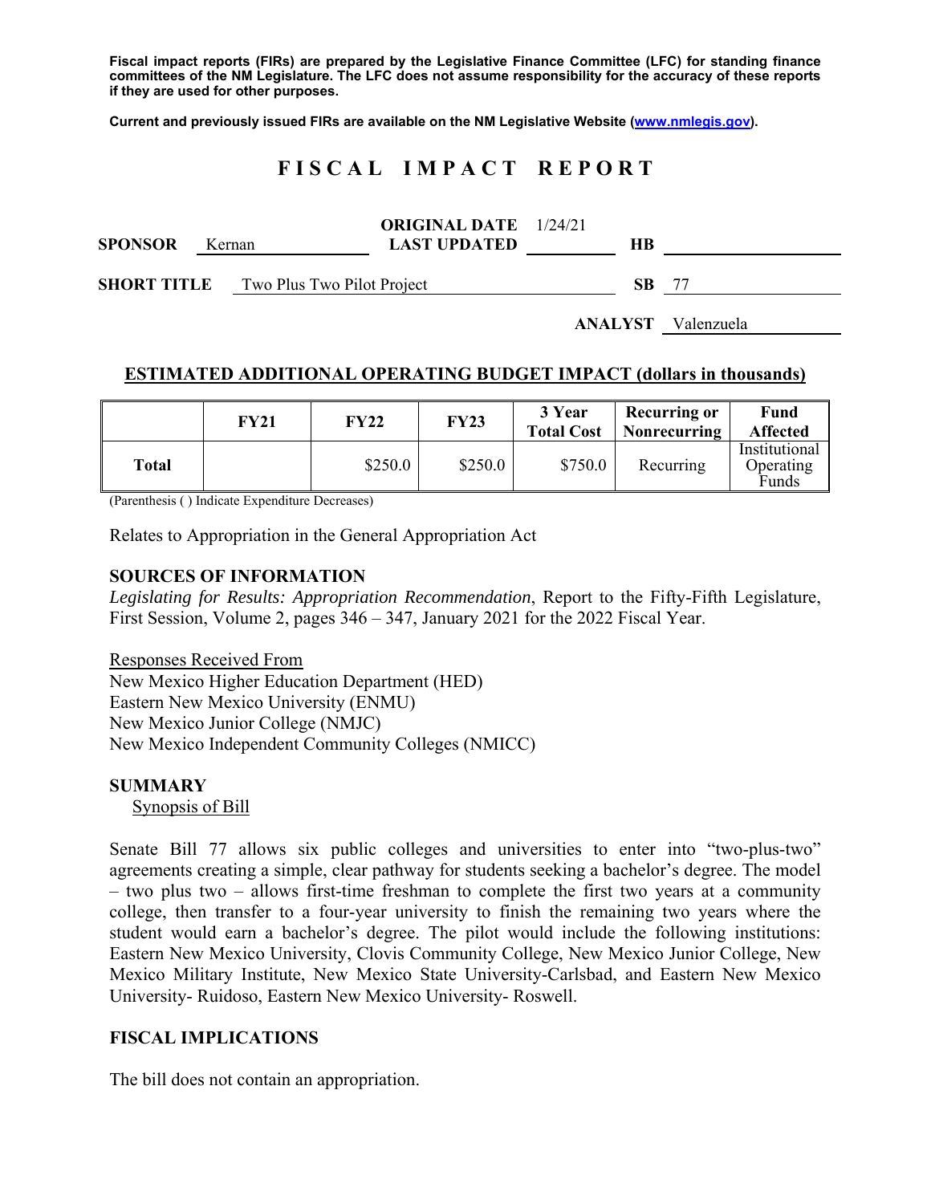**Fiscal impact reports (FIRs) are prepared by the Legislative Finance Committee (LFC) for standing finance committees of the NM Legislature. The LFC does not assume responsibility for the accuracy of these reports if they are used for other purposes.**

**Current and previously issued FIRs are available on the NM Legislative Website (www.nmlegis.gov).**

# FISCAL IMPACT REPORT

**SPONSOR** Kernan **ORIGINAL DATE** 1/24/21 **LAST UPDATED** **HB**

**SHORT TITLE** Two Plus Two Pilot Project **SB** 77

**ANALYST** Valenzuela

## ESTIMATED ADDITIONAL OPERATING BUDGET IMPACT (dollars in thousands)

| | FY21 | FY22 | FY23 | 3 Year Total Cost | Recurring or Nonrecurring | Fund Affected |
|---|---|---|---|---|---|---|
| **Total** | | $250.0 | $250.0 | $750.0 | Recurring | Institutional Operating Funds |

(Parenthesis ( ) Indicate Expenditure Decreases)

Relates to Appropriation in the General Appropriation Act

**SOURCES OF INFORMATION**
*Legislating for Results: Appropriation Recommendation*, Report to the Fifty-Fifth Legislature, First Session, Volume 2, pages 346 – 347, January 2021 for the 2022 Fiscal Year.

Responses Received From
New Mexico Higher Education Department (HED)
Eastern New Mexico University (ENMU)
New Mexico Junior College (NMJC)
New Mexico Independent Community Colleges (NMICC)

**SUMMARY**

Synopsis of Bill

Senate Bill 77 allows six public colleges and universities to enter into "two-plus-two" agreements creating a simple, clear pathway for students seeking a bachelor's degree. The model – two plus two – allows first-time freshman to complete the first two years at a community college, then transfer to a four-year university to finish the remaining two years where the student would earn a bachelor's degree. The pilot would include the following institutions: Eastern New Mexico University, Clovis Community College, New Mexico Junior College, New Mexico Military Institute, New Mexico State University-Carlsbad, and Eastern New Mexico University- Ruidoso, Eastern New Mexico University- Roswell.

**FISCAL IMPLICATIONS**

The bill does not contain an appropriation.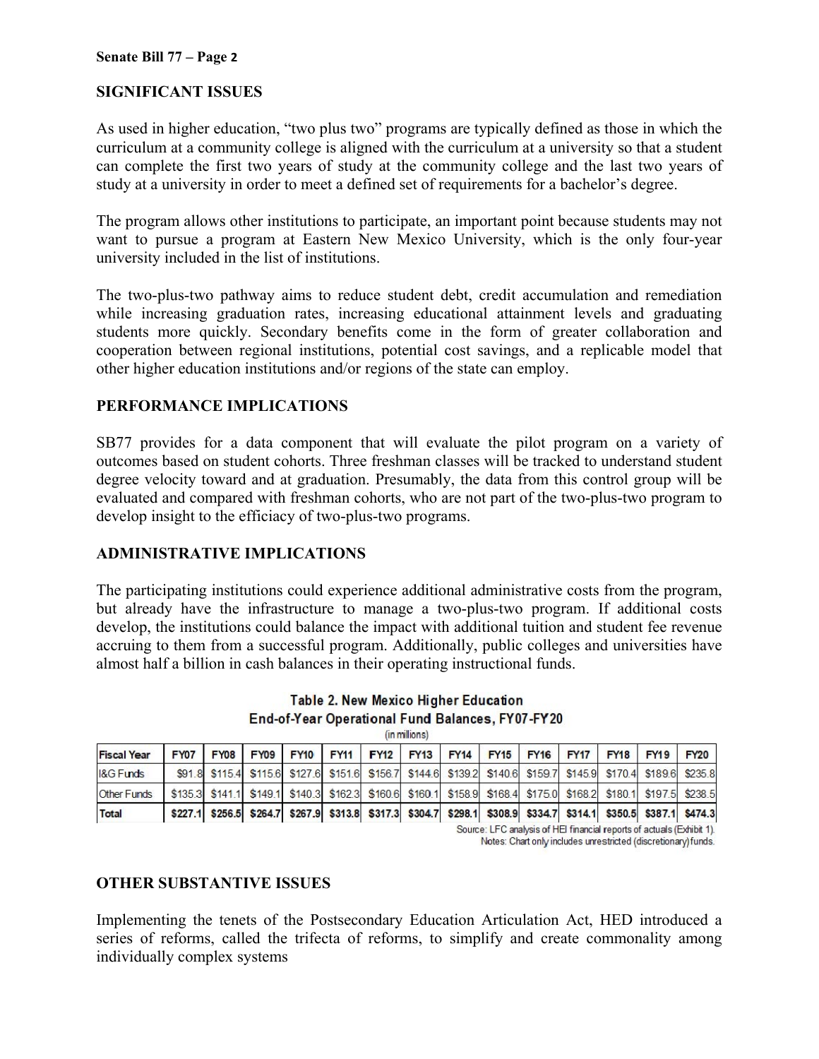## SIGNIFICANT ISSUES

As used in higher education, "two plus two" programs are typically defined as those in which the curriculum at a community college is aligned with the curriculum at a university so that a student can complete the first two years of study at the community college and the last two years of study at a university in order to meet a defined set of requirements for a bachelor's degree.

The program allows other institutions to participate, an important point because students may not want to pursue a program at Eastern New Mexico University, which is the only four-year university included in the list of institutions.

The two-plus-two pathway aims to reduce student debt, credit accumulation and remediation while increasing graduation rates, increasing educational attainment levels and graduating students more quickly. Secondary benefits come in the form of greater collaboration and cooperation between regional institutions, potential cost savings, and a replicable model that other higher education institutions and/or regions of the state can employ.

## PERFORMANCE IMPLICATIONS

SB77 provides for a data component that will evaluate the pilot program on a variety of outcomes based on student cohorts. Three freshman classes will be tracked to understand student degree velocity toward and at graduation. Presumably, the data from this control group will be evaluated and compared with freshman cohorts, who are not part of the two-plus-two program to develop insight to the efficiacy of two-plus-two programs.

## ADMINISTRATIVE IMPLICATIONS

The participating institutions could experience additional administrative costs from the program, but already have the infrastructure to manage a two-plus-two program. If additional costs develop, the institutions could balance the impact with additional tuition and student fee revenue accruing to them from a successful program. Additionally, public colleges and universities have almost half a billion in cash balances in their operating instructional funds.

**Table 2. New Mexico Higher Education**
**End-of-Year Operational Fund Balances, FY07-FY20**
(in millions)

| Fiscal Year | FY07 | FY08 | FY09 | FY10 | FY11 | FY12 | FY13 | FY14 | FY15 | FY16 | FY17 | FY18 | FY19 | FY20 |
|---|---|---|---|---|---|---|---|---|---|---|---|---|---|---|
| I&G Funds | $91.8 | $115.4 | $115.6 | $127.6 | $151.6 | $156.7 | $144.6 | $139.2 | $140.6 | $159.7 | $145.9 | $170.4 | $189.6 | $235.8 |
| Other Funds | $135.3 | $141.1 | $149.1 | $140.3 | $162.3 | $160.6 | $160.1 | $158.9 | $168.4 | $175.0 | $168.2 | $180.1 | $197.5 | $238.5 |
| **Total** | **$227.1** | **$256.5** | **$264.7** | **$267.9** | **$313.8** | **$317.3** | **$304.7** | **$298.1** | **$308.9** | **$334.7** | **$314.1** | **$350.5** | **$387.1** | **$474.3** |

Source: LFC analysis of HEI financial reports of actuals (Exhibit 1).
Notes: Chart only includes unrestricted (discretionary) funds.

## OTHER SUBSTANTIVE ISSUES

Implementing the tenets of the Postsecondary Education Articulation Act, HED introduced a series of reforms, called the trifecta of reforms, to simplify and create commonality among individually complex systems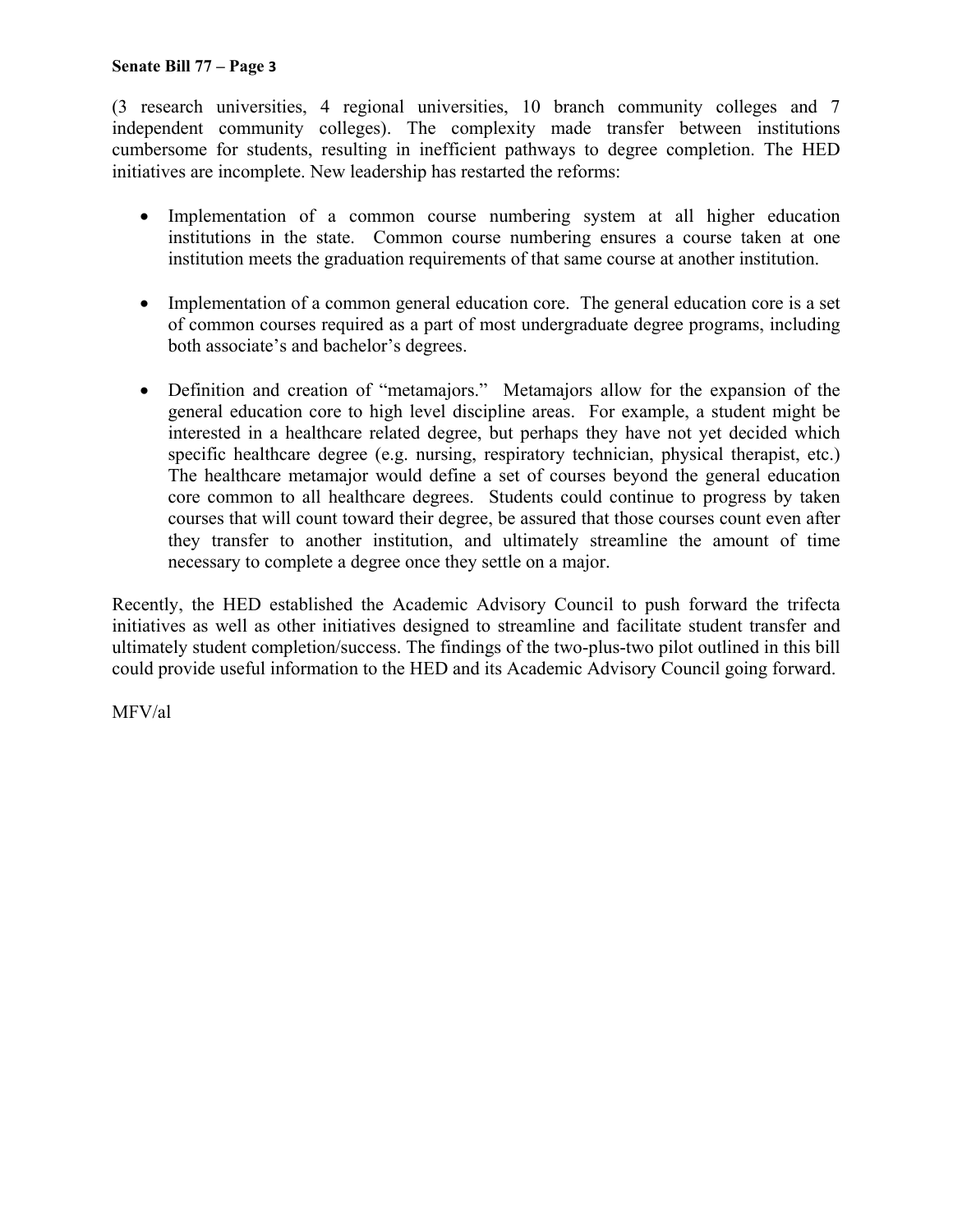(3 research universities, 4 regional universities, 10 branch community colleges and 7 independent community colleges). The complexity made transfer between institutions cumbersome for students, resulting in inefficient pathways to degree completion. The HED initiatives are incomplete. New leadership has restarted the reforms:

- Implementation of a common course numbering system at all higher education institutions in the state. Common course numbering ensures a course taken at one institution meets the graduation requirements of that same course at another institution.

- Implementation of a common general education core. The general education core is a set of common courses required as a part of most undergraduate degree programs, including both associate's and bachelor's degrees.

- Definition and creation of "metamajors." Metamajors allow for the expansion of the general education core to high level discipline areas. For example, a student might be interested in a healthcare related degree, but perhaps they have not yet decided which specific healthcare degree (e.g. nursing, respiratory technician, physical therapist, etc.) The healthcare metamajor would define a set of courses beyond the general education core common to all healthcare degrees. Students could continue to progress by taken courses that will count toward their degree, be assured that those courses count even after they transfer to another institution, and ultimately streamline the amount of time necessary to complete a degree once they settle on a major.

Recently, the HED established the Academic Advisory Council to push forward the trifecta initiatives as well as other initiatives designed to streamline and facilitate student transfer and ultimately student completion/success. The findings of the two-plus-two pilot outlined in this bill could provide useful information to the HED and its Academic Advisory Council going forward.

MFV/al